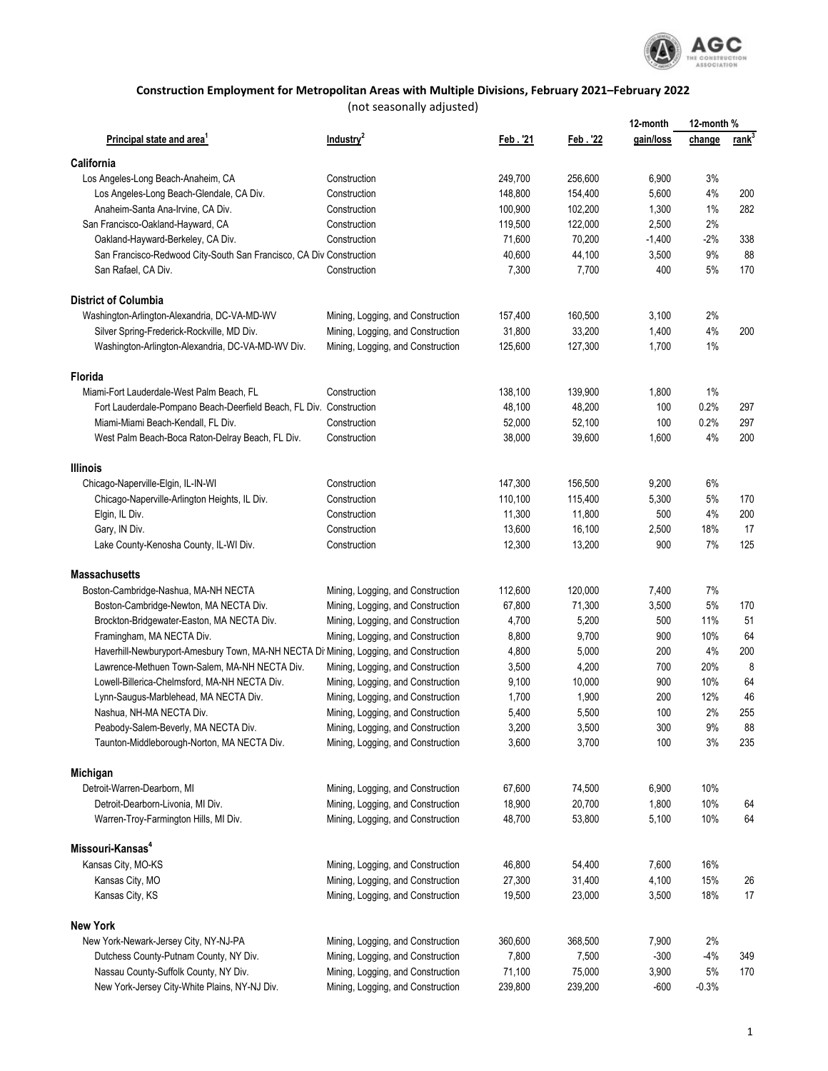### Construction Employment for Metropolitan Areas with Multiple Divisions, February 2021–February 2022

(not seasonally adjusted)

| Principal state and area[1] | Industry[2] | Feb . '21 | Feb . '22 | 12-month gain/loss | 12-month % change | rank[3] |
|---|---|---|---|---|---|---|
| **California** | | | | | | |
| Los Angeles-Long Beach-Anaheim, CA | Construction | 249,700 | 256,600 | 6,900 | 3% | |
| Los Angeles-Long Beach-Glendale, CA Div. | Construction | 148,800 | 154,400 | 5,600 | 4% | 200 |
| Anaheim-Santa Ana-Irvine, CA Div. | Construction | 100,900 | 102,200 | 1,300 | 1% | 282 |
| San Francisco-Oakland-Hayward, CA | Construction | 119,500 | 122,000 | 2,500 | 2% | |
| Oakland-Hayward-Berkeley, CA Div. | Construction | 71,600 | 70,200 | -1,400 | -2% | 338 |
| San Francisco-Redwood City-South San Francisco, CA Div | Construction | 40,600 | 44,100 | 3,500 | 9% | 88 |
| San Rafael, CA Div. | Construction | 7,300 | 7,700 | 400 | 5% | 170 |
| **District of Columbia** | | | | | | |
| Washington-Arlington-Alexandria, DC-VA-MD-WV | Mining, Logging, and Construction | 157,400 | 160,500 | 3,100 | 2% | |
| Silver Spring-Frederick-Rockville, MD Div. | Mining, Logging, and Construction | 31,800 | 33,200 | 1,400 | 4% | 200 |
| Washington-Arlington-Alexandria, DC-VA-MD-WV Div. | Mining, Logging, and Construction | 125,600 | 127,300 | 1,700 | 1% | |
| **Florida** | | | | | | |
| Miami-Fort Lauderdale-West Palm Beach, FL | Construction | 138,100 | 139,900 | 1,800 | 1% | |
| Fort Lauderdale-Pompano Beach-Deerfield Beach, FL Div. | Construction | 48,100 | 48,200 | 100 | 0.2% | 297 |
| Miami-Miami Beach-Kendall, FL Div. | Construction | 52,000 | 52,100 | 100 | 0.2% | 297 |
| West Palm Beach-Boca Raton-Delray Beach, FL Div. | Construction | 38,000 | 39,600 | 1,600 | 4% | 200 |
| **Illinois** | | | | | | |
| Chicago-Naperville-Elgin, IL-IN-WI | Construction | 147,300 | 156,500 | 9,200 | 6% | |
| Chicago-Naperville-Arlington Heights, IL Div. | Construction | 110,100 | 115,400 | 5,300 | 5% | 170 |
| Elgin, IL Div. | Construction | 11,300 | 11,800 | 500 | 4% | 200 |
| Gary, IN Div. | Construction | 13,600 | 16,100 | 2,500 | 18% | 17 |
| Lake County-Kenosha County, IL-WI Div. | Construction | 12,300 | 13,200 | 900 | 7% | 125 |
| **Massachusetts** | | | | | | |
| Boston-Cambridge-Nashua, MA-NH NECTA | Mining, Logging, and Construction | 112,600 | 120,000 | 7,400 | 7% | |
| Boston-Cambridge-Newton, MA NECTA Div. | Mining, Logging, and Construction | 67,800 | 71,300 | 3,500 | 5% | 170 |
| Brockton-Bridgewater-Easton, MA NECTA Div. | Mining, Logging, and Construction | 4,700 | 5,200 | 500 | 11% | 51 |
| Framingham, MA NECTA Div. | Mining, Logging, and Construction | 8,800 | 9,700 | 900 | 10% | 64 |
| Haverhill-Newburyport-Amesbury Town, MA-NH NECTA Di | Mining, Logging, and Construction | 4,800 | 5,000 | 200 | 4% | 200 |
| Lawrence-Methuen Town-Salem, MA-NH NECTA Div. | Mining, Logging, and Construction | 3,500 | 4,200 | 700 | 20% | 8 |
| Lowell-Billerica-Chelmsford, MA-NH NECTA Div. | Mining, Logging, and Construction | 9,100 | 10,000 | 900 | 10% | 64 |
| Lynn-Saugus-Marblehead, MA NECTA Div. | Mining, Logging, and Construction | 1,700 | 1,900 | 200 | 12% | 46 |
| Nashua, NH-MA NECTA Div. | Mining, Logging, and Construction | 5,400 | 5,500 | 100 | 2% | 255 |
| Peabody-Salem-Beverly, MA NECTA Div. | Mining, Logging, and Construction | 3,200 | 3,500 | 300 | 9% | 88 |
| Taunton-Middleborough-Norton, MA NECTA Div. | Mining, Logging, and Construction | 3,600 | 3,700 | 100 | 3% | 235 |
| **Michigan** | | | | | | |
| Detroit-Warren-Dearborn, MI | Mining, Logging, and Construction | 67,600 | 74,500 | 6,900 | 10% | |
| Detroit-Dearborn-Livonia, MI Div. | Mining, Logging, and Construction | 18,900 | 20,700 | 1,800 | 10% | 64 |
| Warren-Troy-Farmington Hills, MI Div. | Mining, Logging, and Construction | 48,700 | 53,800 | 5,100 | 10% | 64 |
| **Missouri-Kansas[4]** | | | | | | |
| Kansas City, MO-KS | Mining, Logging, and Construction | 46,800 | 54,400 | 7,600 | 16% | |
| Kansas City, MO | Mining, Logging, and Construction | 27,300 | 31,400 | 4,100 | 15% | 26 |
| Kansas City, KS | Mining, Logging, and Construction | 19,500 | 23,000 | 3,500 | 18% | 17 |
| **New York** | | | | | | |
| New York-Newark-Jersey City, NY-NJ-PA | Mining, Logging, and Construction | 360,600 | 368,500 | 7,900 | 2% | |
| Dutchess County-Putnam County, NY Div. | Mining, Logging, and Construction | 7,800 | 7,500 | -300 | -4% | 349 |
| Nassau County-Suffolk County, NY Div. | Mining, Logging, and Construction | 71,100 | 75,000 | 3,900 | 5% | 170 |
| New York-Jersey City-White Plains, NY-NJ Div. | Mining, Logging, and Construction | 239,800 | 239,200 | -600 | -0.3% | |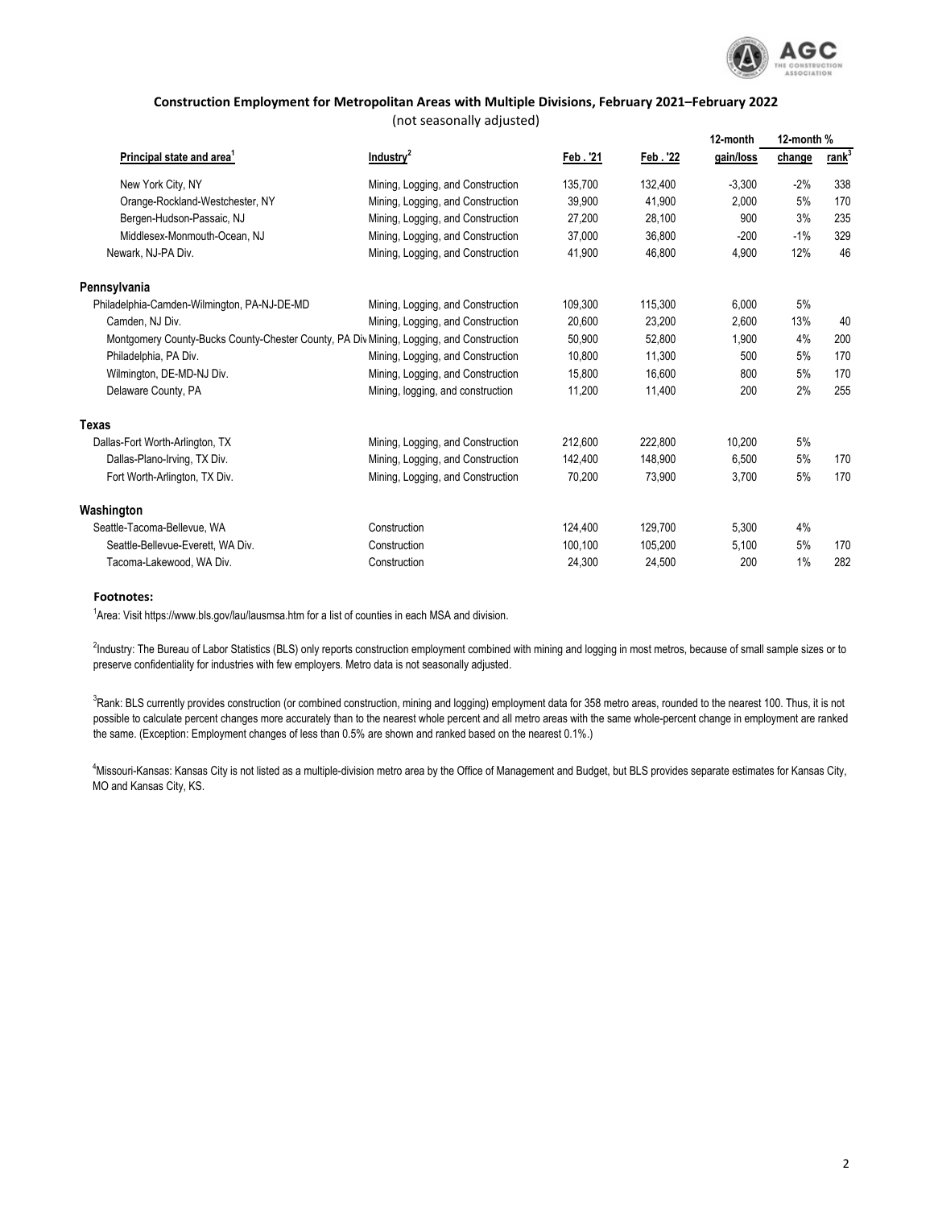**Construction Employment for Metropolitan Areas with Multiple Divisions, February 2021–February 2022**

(not seasonally adjusted)

| Principal state and area[1] | Industry[2] | Feb . '21 | Feb . '22 | 12-month gain/loss | 12-month % change | rank[3] |
|---|---|---|---|---|---|---|
| New York City, NY | Mining, Logging, and Construction | 135,700 | 132,400 | -3,300 | -2% | 338 |
| Orange-Rockland-Westchester, NY | Mining, Logging, and Construction | 39,900 | 41,900 | 2,000 | 5% | 170 |
| Bergen-Hudson-Passaic, NJ | Mining, Logging, and Construction | 27,200 | 28,100 | 900 | 3% | 235 |
| Middlesex-Monmouth-Ocean, NJ | Mining, Logging, and Construction | 37,000 | 36,800 | -200 | -1% | 329 |
| Newark, NJ-PA Div. | Mining, Logging, and Construction | 41,900 | 46,800 | 4,900 | 12% | 46 |
| **Pennsylvania** | | | | | | |
| Philadelphia-Camden-Wilmington, PA-NJ-DE-MD | Mining, Logging, and Construction | 109,300 | 115,300 | 6,000 | 5% | |
| Camden, NJ Div. | Mining, Logging, and Construction | 20,600 | 23,200 | 2,600 | 13% | 40 |
| Montgomery County-Bucks County-Chester County, PA Div. | Mining, Logging, and Construction | 50,900 | 52,800 | 1,900 | 4% | 200 |
| Philadelphia, PA Div. | Mining, Logging, and Construction | 10,800 | 11,300 | 500 | 5% | 170 |
| Wilmington, DE-MD-NJ Div. | Mining, Logging, and Construction | 15,800 | 16,600 | 800 | 5% | 170 |
| Delaware County, PA | Mining, logging, and construction | 11,200 | 11,400 | 200 | 2% | 255 |
| **Texas** | | | | | | |
| Dallas-Fort Worth-Arlington, TX | Mining, Logging, and Construction | 212,600 | 222,800 | 10,200 | 5% | |
| Dallas-Plano-Irving, TX Div. | Mining, Logging, and Construction | 142,400 | 148,900 | 6,500 | 5% | 170 |
| Fort Worth-Arlington, TX Div. | Mining, Logging, and Construction | 70,200 | 73,900 | 3,700 | 5% | 170 |
| **Washington** | | | | | | |
| Seattle-Tacoma-Bellevue, WA | Construction | 124,400 | 129,700 | 5,300 | 4% | |
| Seattle-Bellevue-Everett, WA Div. | Construction | 100,100 | 105,200 | 5,100 | 5% | 170 |
| Tacoma-Lakewood, WA Div. | Construction | 24,300 | 24,500 | 200 | 1% | 282 |

**Footnotes:**

[1]Area: Visit https://www.bls.gov/lau/lausmsa.htm for a list of counties in each MSA and division.

[2]Industry: The Bureau of Labor Statistics (BLS) only reports construction employment combined with mining and logging in most metros, because of small sample sizes or to preserve confidentiality for industries with few employers. Metro data is not seasonally adjusted.

[3]Rank: BLS currently provides construction (or combined construction, mining and logging) employment data for 358 metro areas, rounded to the nearest 100. Thus, it is not possible to calculate percent changes more accurately than to the nearest whole percent and all metro areas with the same whole-percent change in employment are ranked the same. (Exception: Employment changes of less than 0.5% are shown and ranked based on the nearest 0.1%.)

[4]Missouri-Kansas: Kansas City is not listed as a multiple-division metro area by the Office of Management and Budget, but BLS provides separate estimates for Kansas City, MO and Kansas City, KS.